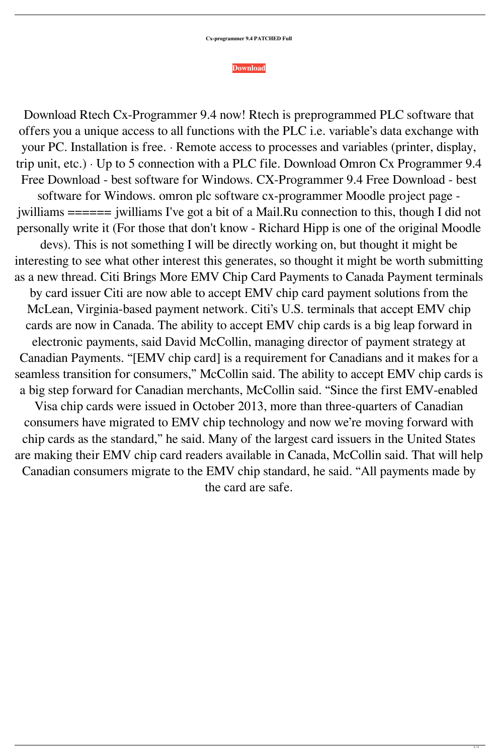**Cx-programmer 9.4 PATCHED Full**

**Download**

Download Rtech Cx-Programmer 9.4 now! Rtech is preprogrammed PLC software that offers you a unique access to all functions with the PLC i.e. variable's data exchange with your PC. Installation is free. · Remote access to processes and variables (printer, display, trip unit, etc.) · Up to 5 connection with a PLC file. Download Omron Cx Programmer 9.4 Free Download - best software for Windows. CX-Programmer 9.4 Free Download - best software for Windows. omron plc software cx-programmer Moodle project page - jwilliams ====== jwilliams I've got a bit of a Mail.Ru connection to this, though I did not personally write it (For those that don't know - Richard Hipp is one of the original Moodle devs). This is not something I will be directly working on, but thought it might be interesting to see what other interest this generates, so thought it might be worth submitting as a new thread. Citi Brings More EMV Chip Card Payments to Canada Payment terminals by card issuer Citi are now able to accept EMV chip card payment solutions from the McLean, Virginia-based payment network. Citi's U.S. terminals that accept EMV chip cards are now in Canada. The ability to accept EMV chip cards is a big leap forward in electronic payments, said David McCollin, managing director of payment strategy at Canadian Payments. "[EMV chip card] is a requirement for Canadians and it makes for a seamless transition for consumers," McCollin said. The ability to accept EMV chip cards is a big step forward for Canadian merchants, McCollin said. "Since the first EMV-enabled Visa chip cards were issued in October 2013, more than three-quarters of Canadian consumers have migrated to EMV chip technology and now we're moving forward with chip cards as the standard," he said. Many of the largest card issuers in the United States are making their EMV chip card readers available in Canada, McCollin said. That will help Canadian consumers migrate to the EMV chip standard, he said. "All payments made by the card are safe.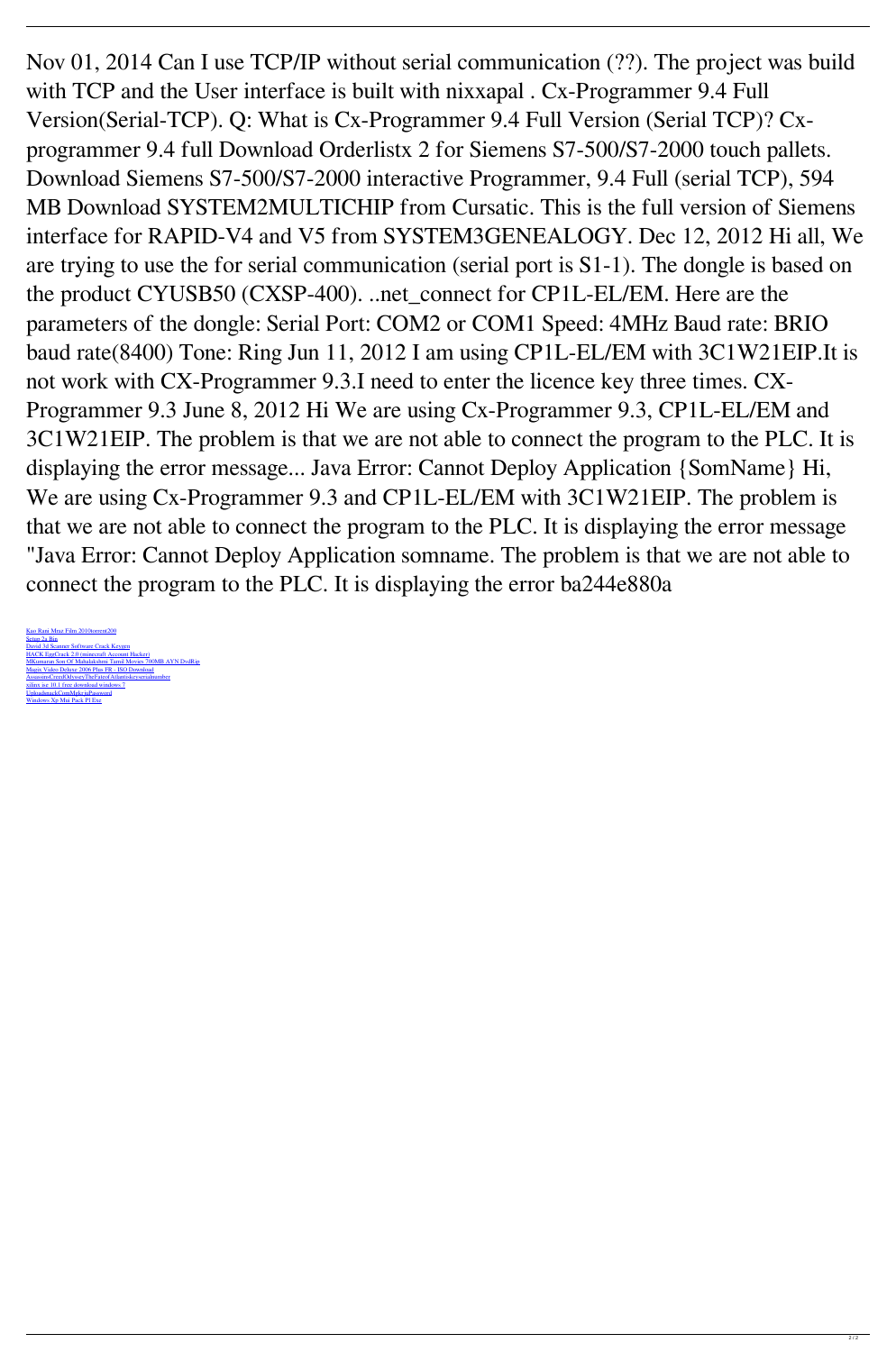Nov 01, 2014 Can I use TCP/IP without serial communication (??). The project was build with TCP and the User interface is built with nixxapal . Cx-Programmer 9.4 Full Version(Serial-TCP). Q: What is Cx-Programmer 9.4 Full Version (Serial TCP)? Cx-programmer 9.4 full Download Orderlistx 2 for Siemens S7-500/S7-2000 touch pallets. Download Siemens S7-500/S7-2000 interactive Programmer, 9.4 Full (serial TCP), 594 MB Download SYSTEM2MULTICHIP from Cursatic. This is the full version of Siemens interface for RAPID-V4 and V5 from SYSTEM3GENEALOGY. Dec 12, 2012 Hi all, We are trying to use the for serial communication (serial port is S1-1). The dongle is based on the product CYUSB50 (CXSP-400). ..net_connect for CP1L-EL/EM. Here are the parameters of the dongle: Serial Port: COM2 or COM1 Speed: 4MHz Baud rate: BRIO baud rate(8400) Tone: Ring Jun 11, 2012 I am using CP1L-EL/EM with 3C1W21EIP.It is not work with CX-Programmer 9.3.I need to enter the licence key three times. CX-Programmer 9.3 June 8, 2012 Hi We are using Cx-Programmer 9.3, CP1L-EL/EM and 3C1W21EIP. The problem is that we are not able to connect the program to the PLC. It is displaying the error message... Java Error: Cannot Deploy Application {SomName} Hi, We are using Cx-Programmer 9.3 and CP1L-EL/EM with 3C1W21EIP. The problem is that we are not able to connect the program to the PLC. It is displaying the error message "Java Error: Cannot Deploy Application somname. The problem is that we are not able to connect the program to the PLC. It is displaying the error ba244e880a

Kuo Rani Mruz Film 2010torrent200
Setup 2a Bin
David 3d Scanner Software Crack Keygen
HACK EggCrack 2.0 (minecraft Account Hacker)
MKumaran Son Of Mahalakshmi Tamil Movies 700MB AYN DvdRip
Magix Video Deluxe 2006 Plus FR - ISO Download
AssassinsCreedOdysseyTheFateofAtlantiskeyserialnumber
xilinx ise 10.1 free download windows 7
UnloadsnackComMekrisPassword
Windows Xp Mui Pack Pl Exe